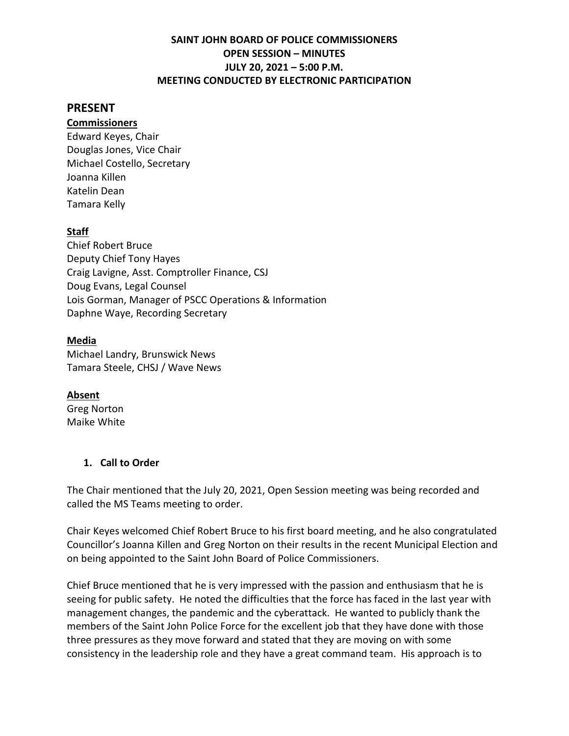**SAINT JOHN BOARD OF POLICE COMMISSIONERS**
**OPEN SESSION – MINUTES**
**JULY 20, 2021 – 5:00 P.M.**
**MEETING CONDUCTED BY ELECTRONIC PARTICIPATION**

## PRESENT

**Commissioners**

Edward Keyes, Chair
Douglas Jones, Vice Chair
Michael Costello, Secretary
Joanna Killen
Katelin Dean
Tamara Kelly

**Staff**

Chief Robert Bruce
Deputy Chief Tony Hayes
Craig Lavigne, Asst. Comptroller Finance, CSJ
Doug Evans, Legal Counsel
Lois Gorman, Manager of PSCC Operations & Information
Daphne Waye, Recording Secretary

**Media**

Michael Landry, Brunswick News
Tamara Steele, CHSJ / Wave News

**Absent**

Greg Norton
Maike White

### 1. Call to Order

The Chair mentioned that the July 20, 2021, Open Session meeting was being recorded and called the MS Teams meeting to order.

Chair Keyes welcomed Chief Robert Bruce to his first board meeting, and he also congratulated Councillor's Joanna Killen and Greg Norton on their results in the recent Municipal Election and on being appointed to the Saint John Board of Police Commissioners.

Chief Bruce mentioned that he is very impressed with the passion and enthusiasm that he is seeing for public safety. He noted the difficulties that the force has faced in the last year with management changes, the pandemic and the cyberattack. He wanted to publicly thank the members of the Saint John Police Force for the excellent job that they have done with those three pressures as they move forward and stated that they are moving on with some consistency in the leadership role and they have a great command team. His approach is to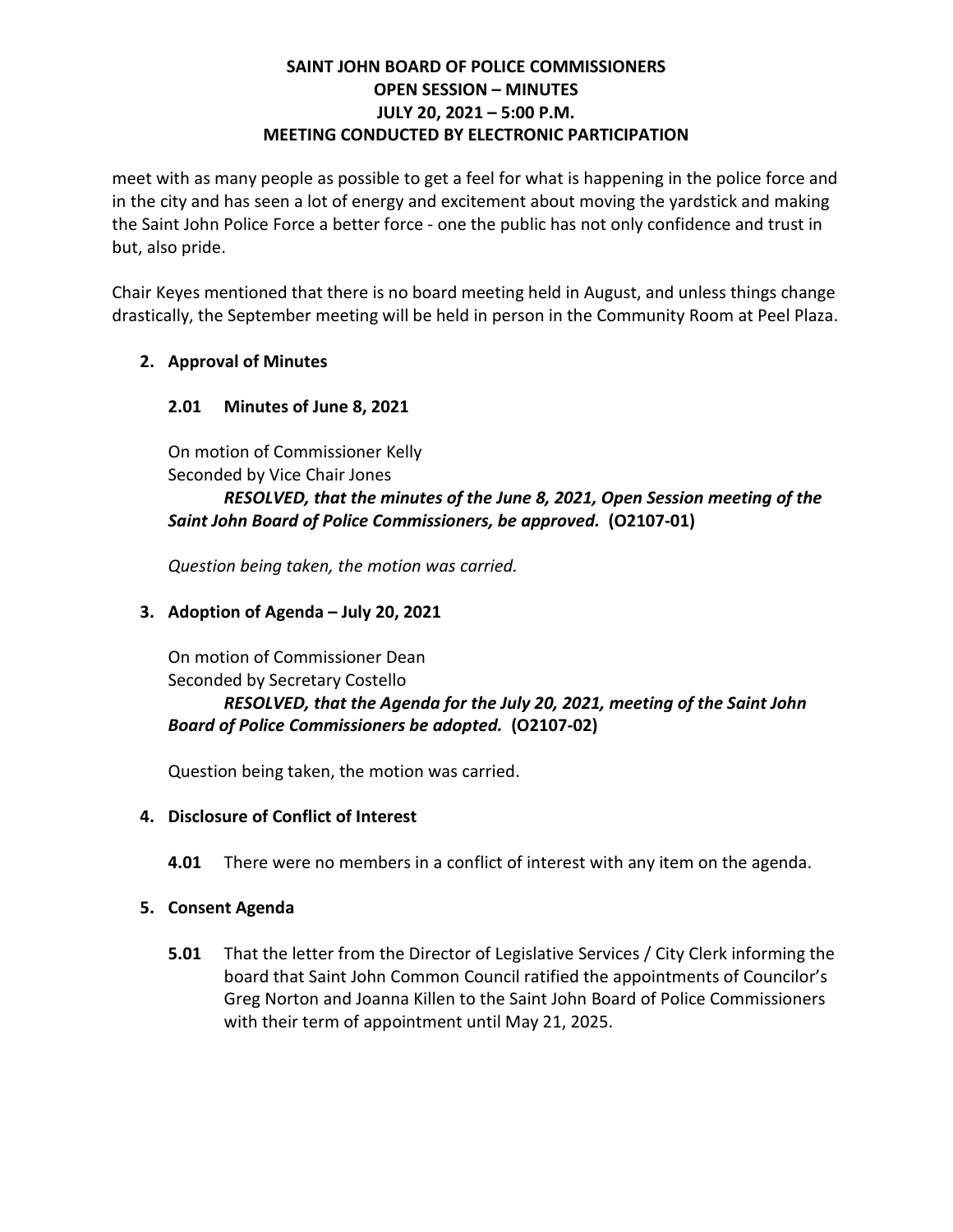meet with as many people as possible to get a feel for what is happening in the police force and in the city and has seen a lot of energy and excitement about moving the yardstick and making the Saint John Police Force a better force - one the public has not only confidence and trust in but, also pride.

Chair Keyes mentioned that there is no board meeting held in August, and unless things change drastically, the September meeting will be held in person in the Community Room at Peel Plaza.

## 2. Approval of Minutes

### 2.01 Minutes of June 8, 2021

On motion of Commissioner Kelly
Seconded by Vice Chair Jones

***RESOLVED, that the minutes of the June 8, 2021, Open Session meeting of the Saint John Board of Police Commissioners, be approved.*** **(O2107-01)**

*Question being taken, the motion was carried.*

## 3. Adoption of Agenda – July 20, 2021

On motion of Commissioner Dean
Seconded by Secretary Costello

***RESOLVED, that the Agenda for the July 20, 2021, meeting of the Saint John Board of Police Commissioners be adopted.*** **(O2107-02)**

Question being taken, the motion was carried.

## 4. Disclosure of Conflict of Interest

**4.01** There were no members in a conflict of interest with any item on the agenda.

## 5. Consent Agenda

**5.01** That the letter from the Director of Legislative Services / City Clerk informing the board that Saint John Common Council ratified the appointments of Councilor's Greg Norton and Joanna Killen to the Saint John Board of Police Commissioners with their term of appointment until May 21, 2025.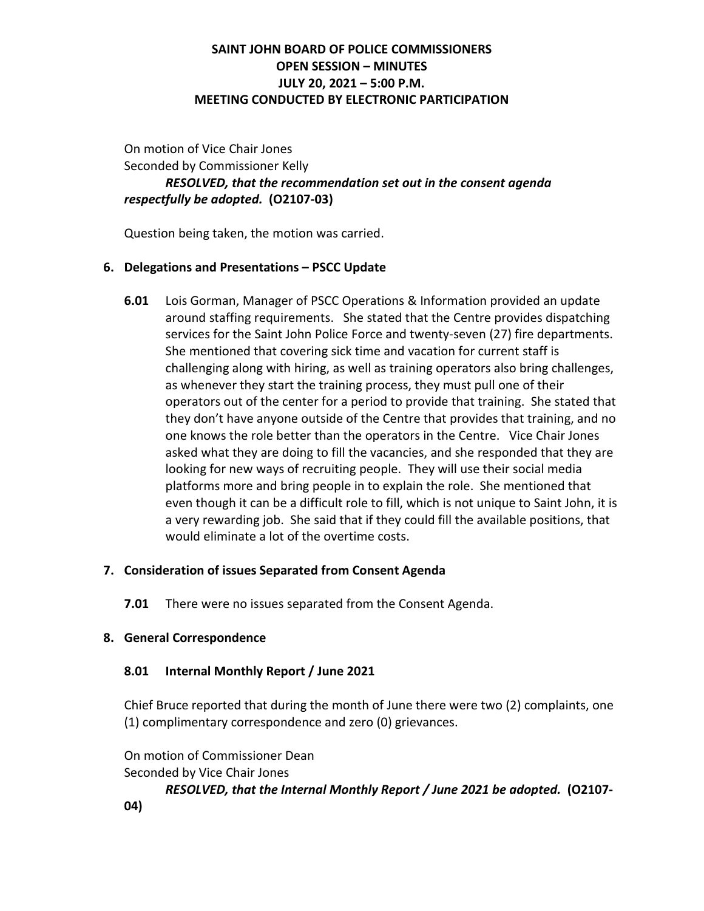**SAINT JOHN BOARD OF POLICE COMMISSIONERS**
**OPEN SESSION – MINUTES**
**JULY 20, 2021 – 5:00 P.M.**
**MEETING CONDUCTED BY ELECTRONIC PARTICIPATION**

On motion of Vice Chair Jones
Seconded by Commissioner Kelly

***RESOLVED, that the recommendation set out in the consent agenda respectfully be adopted.*** **(O2107-03)**

Question being taken, the motion was carried.

## 6. Delegations and Presentations – PSCC Update

**6.01** Lois Gorman, Manager of PSCC Operations & Information provided an update around staffing requirements. She stated that the Centre provides dispatching services for the Saint John Police Force and twenty-seven (27) fire departments. She mentioned that covering sick time and vacation for current staff is challenging along with hiring, as well as training operators also bring challenges, as whenever they start the training process, they must pull one of their operators out of the center for a period to provide that training. She stated that they don't have anyone outside of the Centre that provides that training, and no one knows the role better than the operators in the Centre. Vice Chair Jones asked what they are doing to fill the vacancies, and she responded that they are looking for new ways of recruiting people. They will use their social media platforms more and bring people in to explain the role. She mentioned that even though it can be a difficult role to fill, which is not unique to Saint John, it is a very rewarding job. She said that if they could fill the available positions, that would eliminate a lot of the overtime costs.

## 7. Consideration of issues Separated from Consent Agenda

**7.01** There were no issues separated from the Consent Agenda.

## 8. General Correspondence

### 8.01 Internal Monthly Report / June 2021

Chief Bruce reported that during the month of June there were two (2) complaints, one (1) complimentary correspondence and zero (0) grievances.

On motion of Commissioner Dean
Seconded by Vice Chair Jones

***RESOLVED, that the Internal Monthly Report / June 2021 be adopted.*** **(O2107-04)**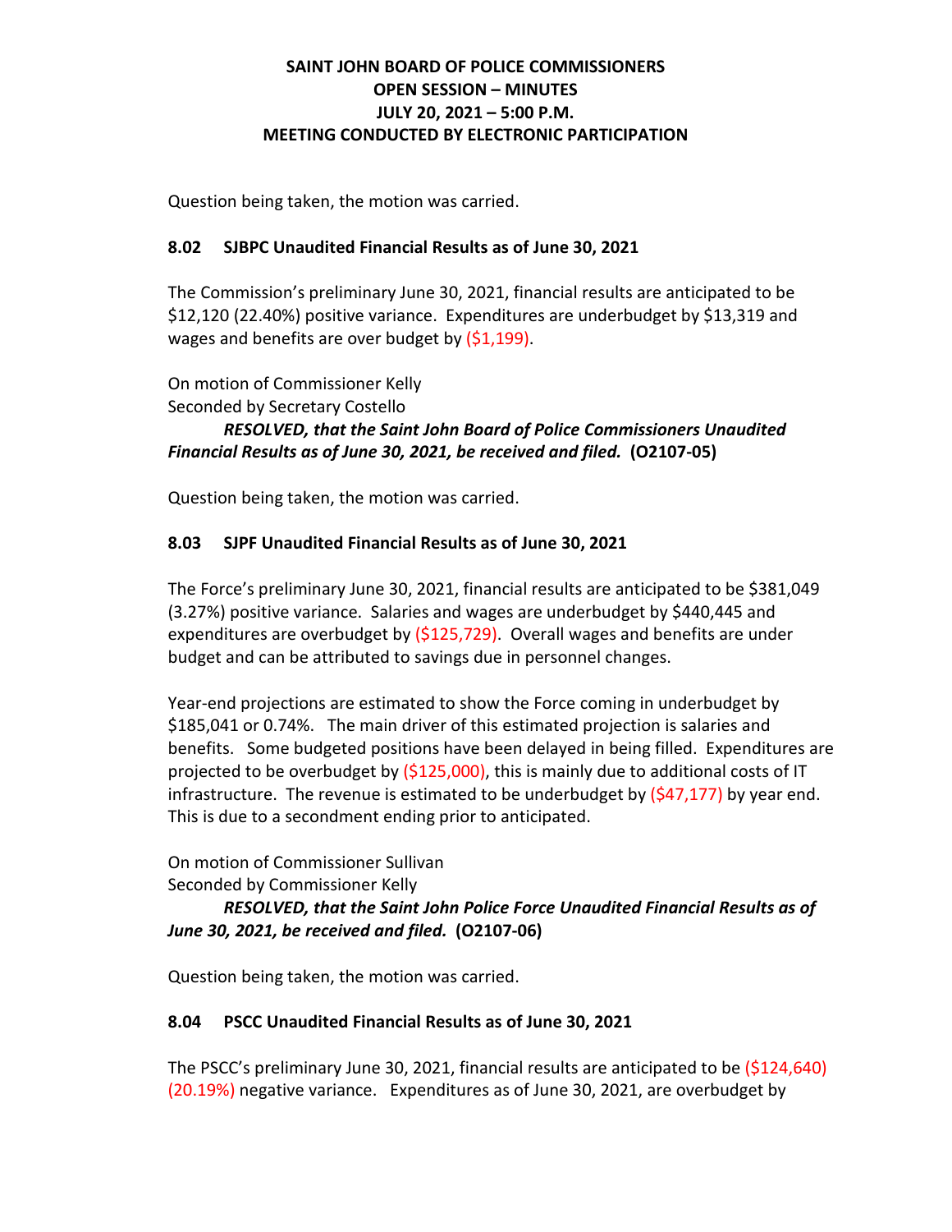Question being taken, the motion was carried.

### 8.02 SJBPC Unaudited Financial Results as of June 30, 2021

The Commission's preliminary June 30, 2021, financial results are anticipated to be $12,120 (22.40%) positive variance. Expenditures are underbudget by $13,319 and wages and benefits are over budget by ($1,199).

On motion of Commissioner Kelly
Seconded by Secretary Costello

***RESOLVED, that the Saint John Board of Police Commissioners Unaudited Financial Results as of June 30, 2021, be received and filed.*** **(O2107-05)**

Question being taken, the motion was carried.

### 8.03 SJPF Unaudited Financial Results as of June 30, 2021

The Force's preliminary June 30, 2021, financial results are anticipated to be $381,049 (3.27%) positive variance. Salaries and wages are underbudget by $440,445 and expenditures are overbudget by ($125,729). Overall wages and benefits are under budget and can be attributed to savings due in personnel changes.

Year-end projections are estimated to show the Force coming in underbudget by $185,041 or 0.74%. The main driver of this estimated projection is salaries and benefits. Some budgeted positions have been delayed in being filled. Expenditures are projected to be overbudget by ($125,000), this is mainly due to additional costs of IT infrastructure. The revenue is estimated to be underbudget by ($47,177) by year end. This is due to a secondment ending prior to anticipated.

On motion of Commissioner Sullivan
Seconded by Commissioner Kelly

***RESOLVED, that the Saint John Police Force Unaudited Financial Results as of June 30, 2021, be received and filed.*** **(O2107-06)**

Question being taken, the motion was carried.

### 8.04 PSCC Unaudited Financial Results as of June 30, 2021

The PSCC's preliminary June 30, 2021, financial results are anticipated to be ($124,640) (20.19%) negative variance. Expenditures as of June 30, 2021, are overbudget by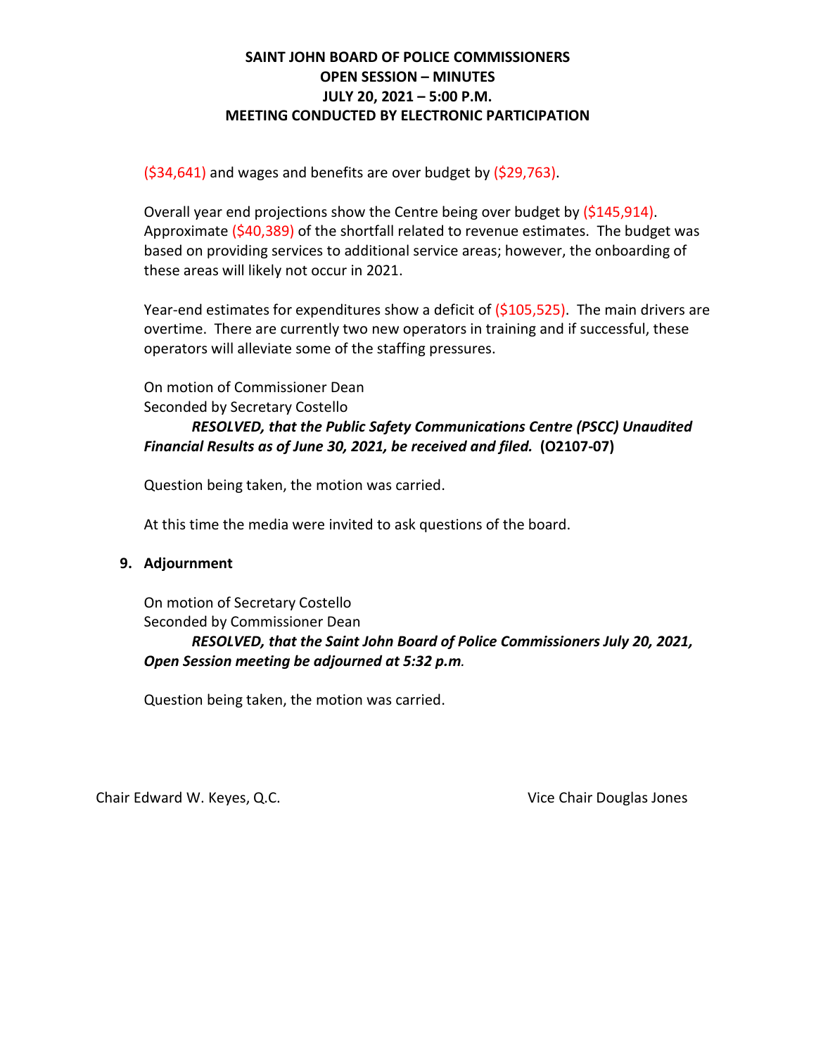($34,641) and wages and benefits are over budget by ($29,763).

Overall year end projections show the Centre being over budget by ($145,914). Approximate ($40,389) of the shortfall related to revenue estimates. The budget was based on providing services to additional service areas; however, the onboarding of these areas will likely not occur in 2021.

Year-end estimates for expenditures show a deficit of ($105,525). The main drivers are overtime. There are currently two new operators in training and if successful, these operators will alleviate some of the staffing pressures.

On motion of Commissioner Dean
Seconded by Secretary Costello

***RESOLVED, that the Public Safety Communications Centre (PSCC) Unaudited Financial Results as of June 30, 2021, be received and filed.*** **(O2107-07)**

Question being taken, the motion was carried.

At this time the media were invited to ask questions of the board.

## 9. Adjournment

On motion of Secretary Costello
Seconded by Commissioner Dean

***RESOLVED, that the Saint John Board of Police Commissioners July 20, 2021, Open Session meeting be adjourned at 5:32 p.m.***

Question being taken, the motion was carried.

Chair Edward W. Keyes, Q.C.

Vice Chair Douglas Jones